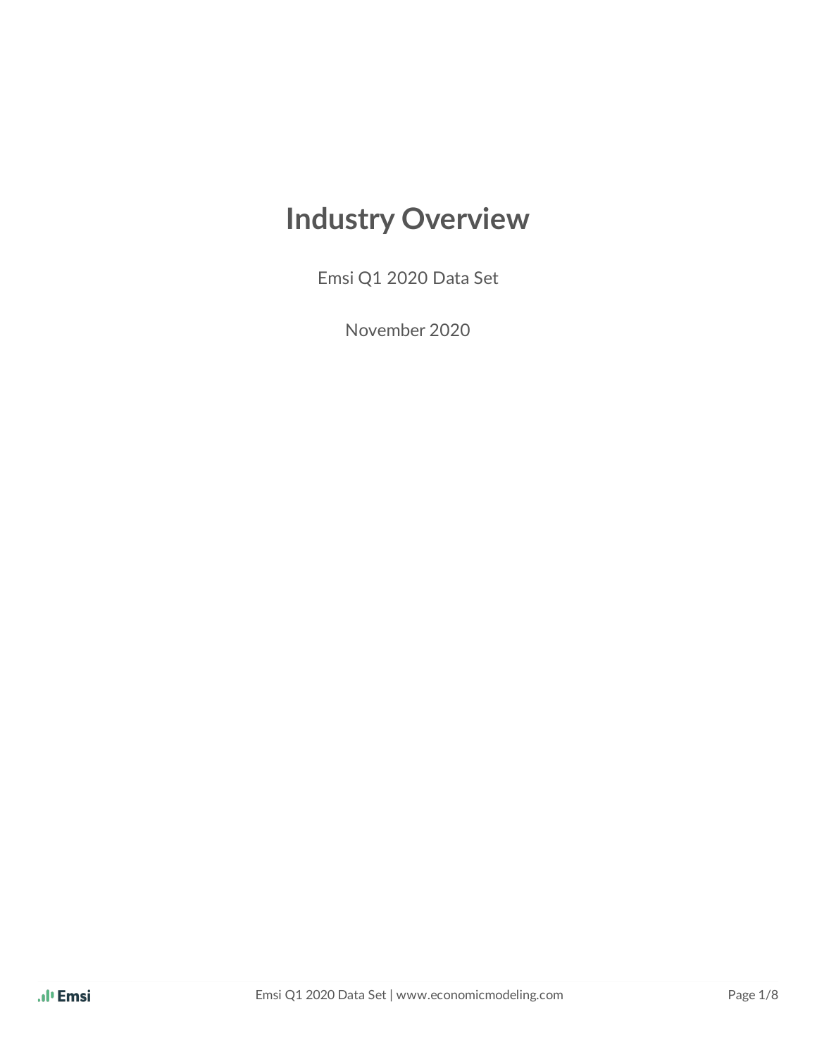# Industry Overview

Emsi Q1 2020 Data Set

November 2020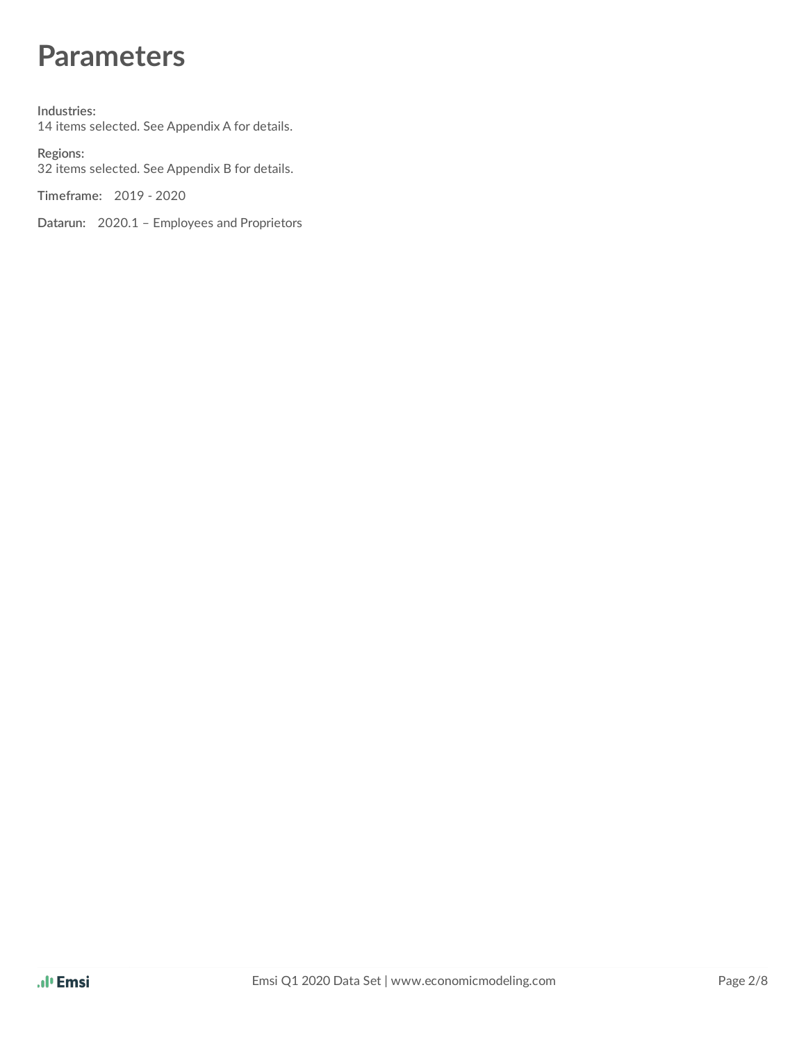# Parameters

**Industries:**
14 items selected. See Appendix A for details.

**Regions:**
32 items selected. See Appendix B for details.

**Timeframe:** 2019 - 2020

**Datarun:** 2020.1 – Employees and Proprietors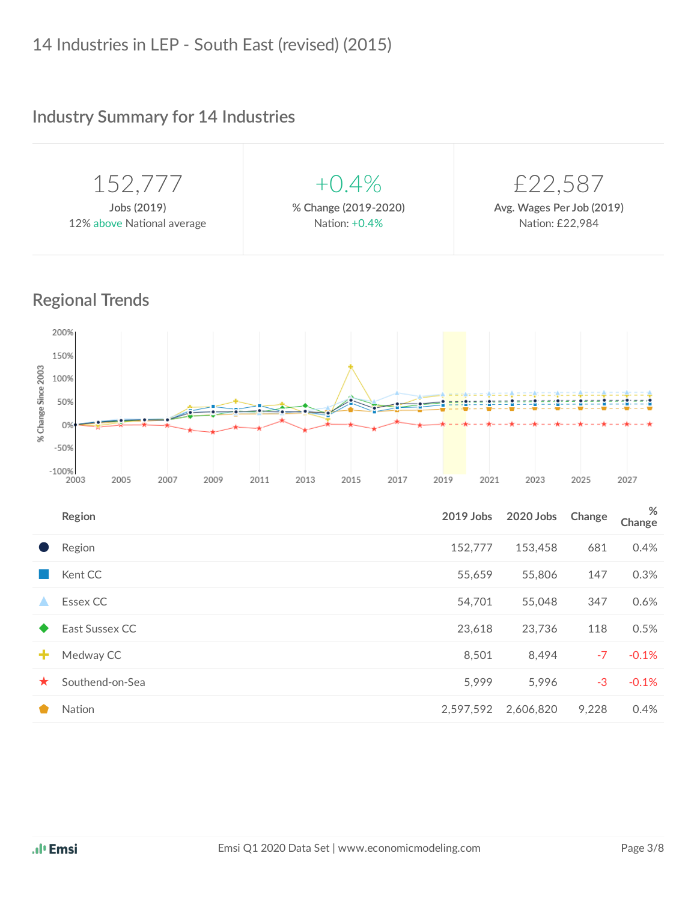# 14 Industries in LEP - South East (revised) (2015)

## Industry Summary for 14 Industries

| 152,777 | +0.4% | £22,587 |
|---|---|---|
| **Jobs (2019)** | **% Change (2019-2020)** | **Avg. Wages Per Job (2019)** |
| 12% above National average | Nation: +0.4% | Nation: £22,984 |

## Regional Trends

| Region | 2019 Jobs | 2020 Jobs | Change | % Change |
|---|---|---|---|---|
| Region | 152,777 | 153,458 | 681 | 0.4% |
| Kent CC | 55,659 | 55,806 | 147 | 0.3% |
| Essex CC | 54,701 | 55,048 | 347 | 0.6% |
| East Sussex CC | 23,618 | 23,736 | 118 | 0.5% |
| Medway CC | 8,501 | 8,494 | -7 | -0.1% |
| Southend-on-Sea | 5,999 | 5,996 | -3 | -0.1% |
| Nation | 2,597,592 | 2,606,820 | 9,228 | 0.4% |

Emsi Q1 2020 Data Set | www.economicmodeling.com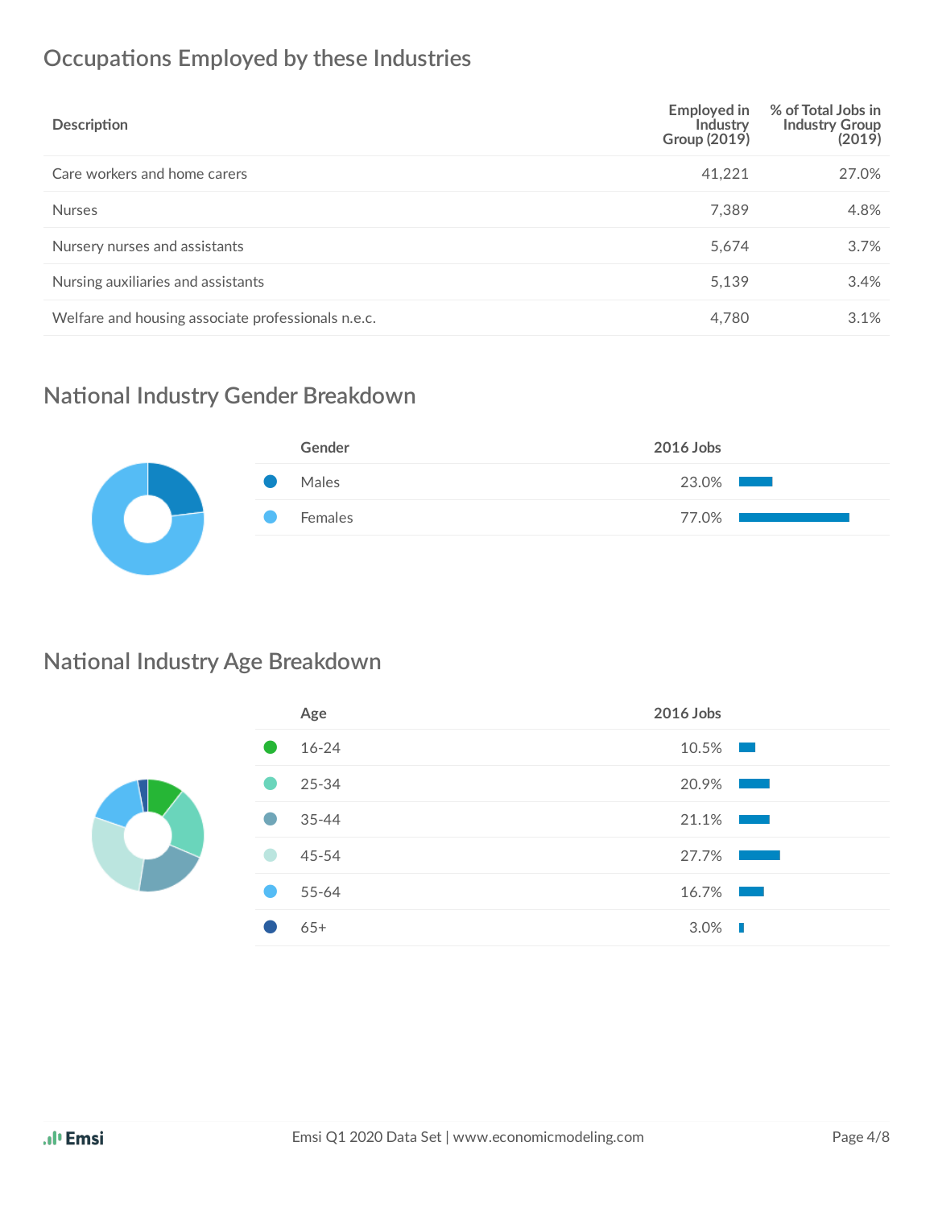## Occupations Employed by these Industries

| Description | Employed in Industry Group (2019) | % of Total Jobs in Industry Group (2019) |
|---|---|---|
| Care workers and home carers | 41,221 | 27.0% |
| Nurses | 7,389 | 4.8% |
| Nursery nurses and assistants | 5,674 | 3.7% |
| Nursing auxiliaries and assistants | 5,139 | 3.4% |
| Welfare and housing associate professionals n.e.c. | 4,780 | 3.1% |

## National Industry Gender Breakdown

| Gender | 2016 Jobs |
|---|---|
| Males | 23.0% |
| Females | 77.0% |

## National Industry Age Breakdown

| Age | 2016 Jobs |
|---|---|
| 16-24 | 10.5% |
| 25-34 | 20.9% |
| 35-44 | 21.1% |
| 45-54 | 27.7% |
| 55-64 | 16.7% |
| 65+ | 3.0% |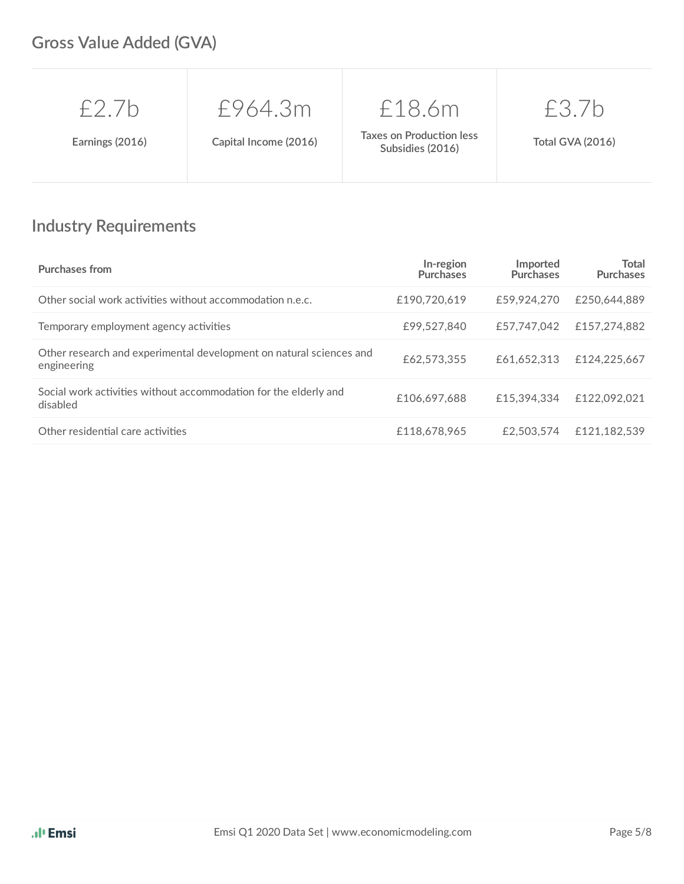## Gross Value Added (GVA)

| £2.7b | £964.3m | £18.6m | £3.7b |
|---|---|---|---|
| Earnings (2016) | Capital Income (2016) | Taxes on Production less Subsidies (2016) | Total GVA (2016) |

## Industry Requirements

| Purchases from | In-region Purchases | Imported Purchases | Total Purchases |
|---|---|---|---|
| Other social work activities without accommodation n.e.c. | £190,720,619 | £59,924,270 | £250,644,889 |
| Temporary employment agency activities | £99,527,840 | £57,747,042 | £157,274,882 |
| Other research and experimental development on natural sciences and engineering | £62,573,355 | £61,652,313 | £124,225,667 |
| Social work activities without accommodation for the elderly and disabled | £106,697,688 | £15,394,334 | £122,092,021 |
| Other residential care activities | £118,678,965 | £2,503,574 | £121,182,539 |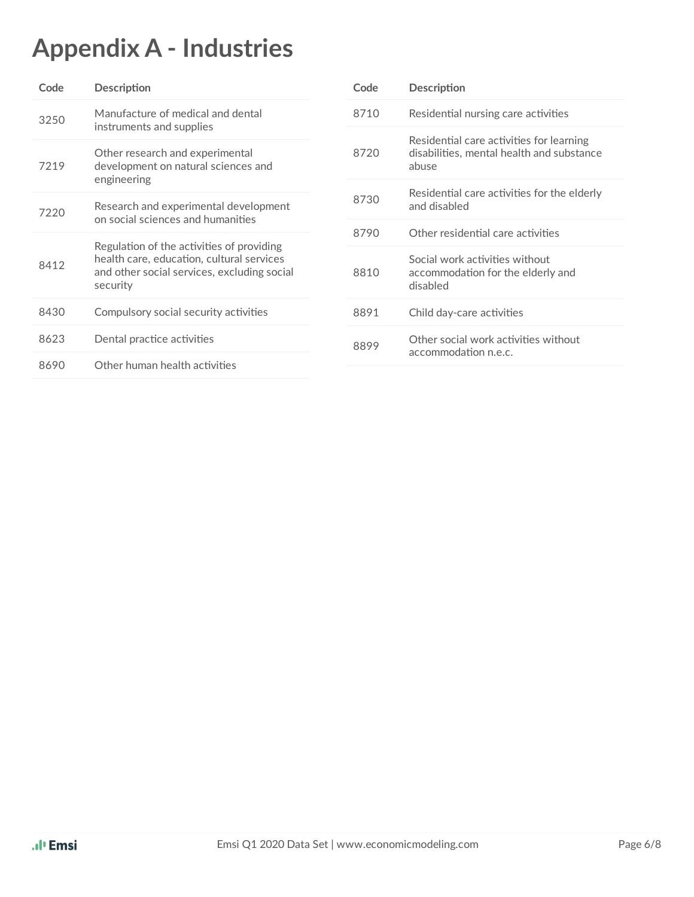# Appendix A - Industries

| Code | Description |
| --- | --- |
| 3250 | Manufacture of medical and dental instruments and supplies |
| 7219 | Other research and experimental development on natural sciences and engineering |
| 7220 | Research and experimental development on social sciences and humanities |
| 8412 | Regulation of the activities of providing health care, education, cultural services and other social services, excluding social security |
| 8430 | Compulsory social security activities |
| 8623 | Dental practice activities |
| 8690 | Other human health activities |
| 8710 | Residential nursing care activities |
| 8720 | Residential care activities for learning disabilities, mental health and substance abuse |
| 8730 | Residential care activities for the elderly and disabled |
| 8790 | Other residential care activities |
| 8810 | Social work activities without accommodation for the elderly and disabled |
| 8891 | Child day-care activities |
| 8899 | Other social work activities without accommodation n.e.c. |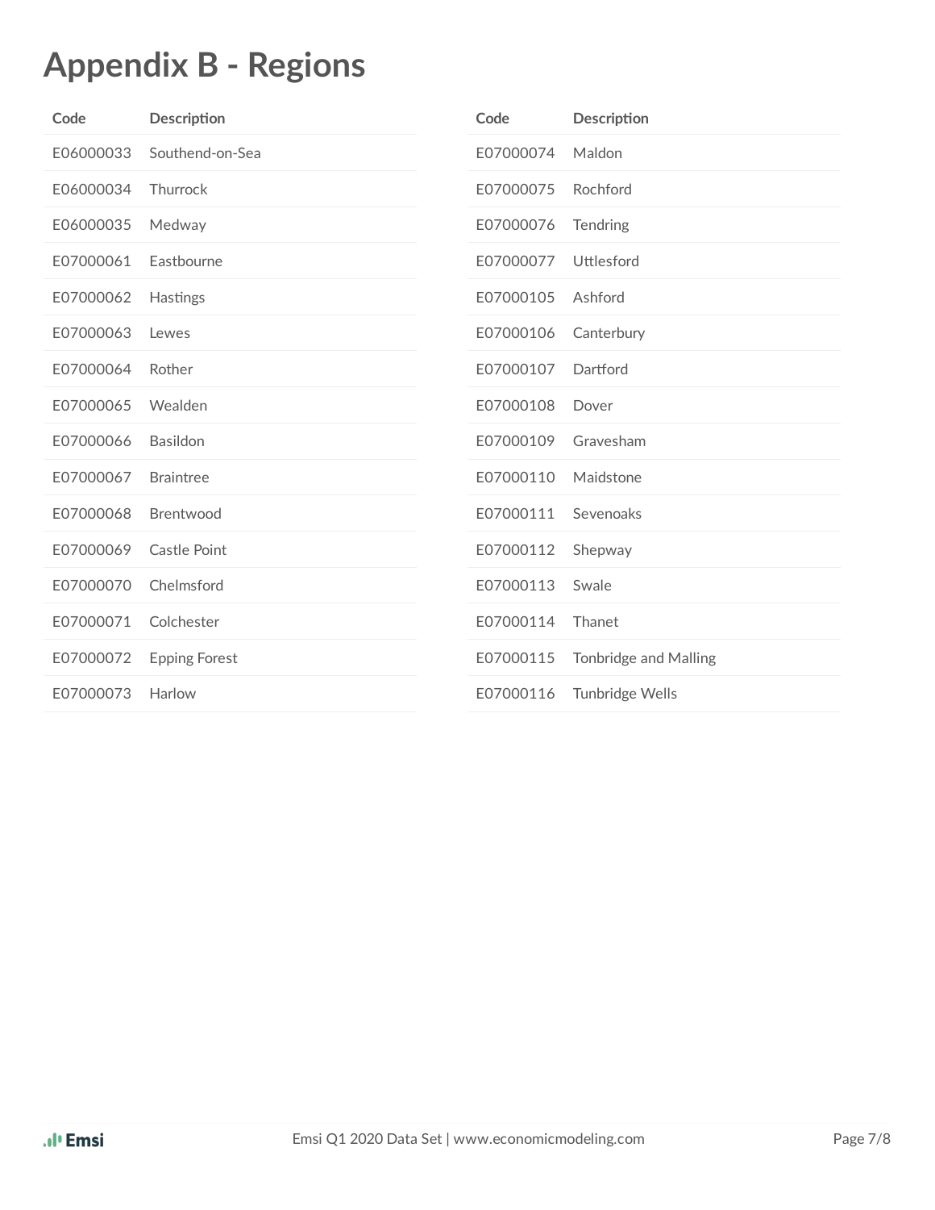# Appendix B - Regions

| Code | Description |
| --- | --- |
| E06000033 | Southend-on-Sea |
| E06000034 | Thurrock |
| E06000035 | Medway |
| E07000061 | Eastbourne |
| E07000062 | Hastings |
| E07000063 | Lewes |
| E07000064 | Rother |
| E07000065 | Wealden |
| E07000066 | Basildon |
| E07000067 | Braintree |
| E07000068 | Brentwood |
| E07000069 | Castle Point |
| E07000070 | Chelmsford |
| E07000071 | Colchester |
| E07000072 | Epping Forest |
| E07000073 | Harlow |
| E07000074 | Maldon |
| E07000075 | Rochford |
| E07000076 | Tendring |
| E07000077 | Uttlesford |
| E07000105 | Ashford |
| E07000106 | Canterbury |
| E07000107 | Dartford |
| E07000108 | Dover |
| E07000109 | Gravesham |
| E07000110 | Maidstone |
| E07000111 | Sevenoaks |
| E07000112 | Shepway |
| E07000113 | Swale |
| E07000114 | Thanet |
| E07000115 | Tonbridge and Malling |
| E07000116 | Tunbridge Wells |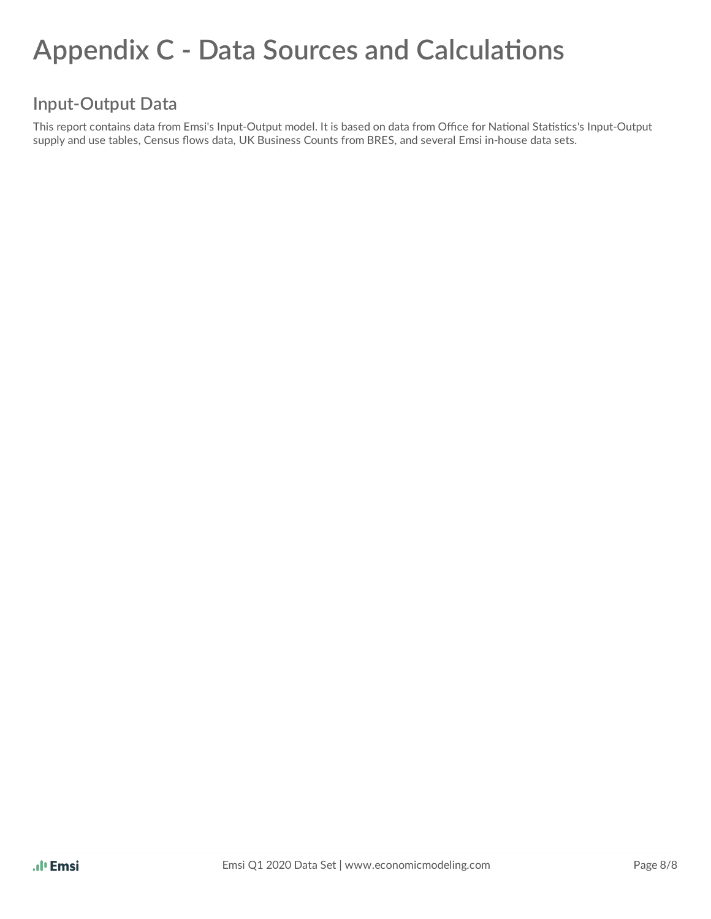# Appendix C - Data Sources and Calculations

## Input-Output Data

This report contains data from Emsi's Input-Output model. It is based on data from Office for National Statistics's Input-Output supply and use tables, Census flows data, UK Business Counts from BRES, and several Emsi in-house data sets.